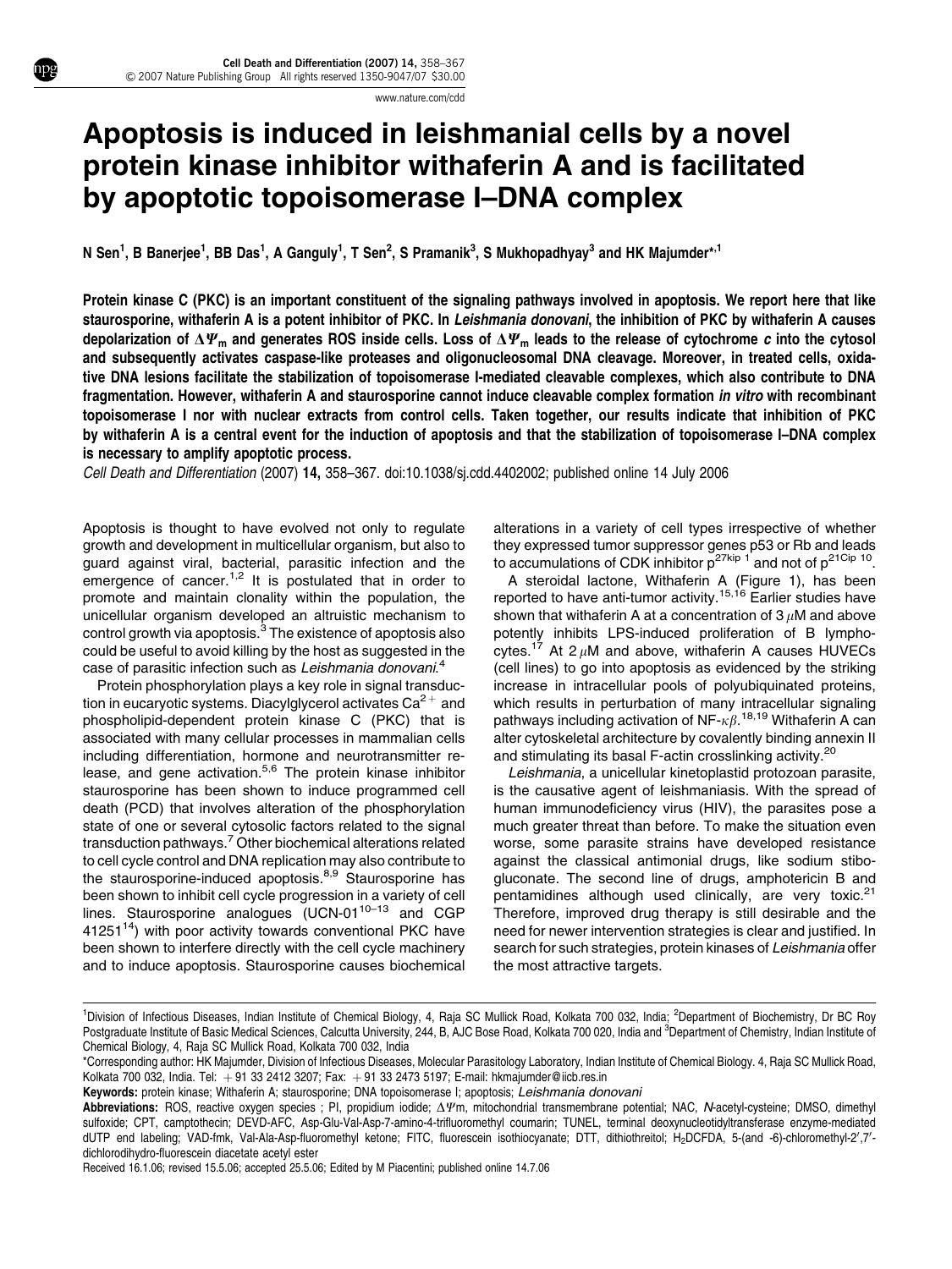# Apoptosis is induced in leishmanial cells by a novel protein kinase inhibitor withaferin A and is facilitated by apoptotic topoisomerase I–DNA complex

N Sen[1], B Banerjee[1], BB Das[1], A Ganguly[1], T Sen[2], S Pramanik[3], S Mukhopadhyay[3] and HK Majumder*[,1]

**Protein kinase C (PKC) is an important constituent of the signaling pathways involved in apoptosis. We report here that like staurosporine, withaferin A is a potent inhibitor of PKC. In *Leishmania donovani*, the inhibition of PKC by withaferin A causes depolarization of $\Delta\Psi_m$ and generates ROS inside cells. Loss of $\Delta\Psi_m$ leads to the release of cytochrome *c* into the cytosol and subsequently activates caspase-like proteases and oligonucleosomal DNA cleavage. Moreover, in treated cells, oxidative DNA lesions facilitate the stabilization of topoisomerase I-mediated cleavable complexes, which also contribute to DNA fragmentation. However, withaferin A and staurosporine cannot induce cleavable complex formation *in vitro* with recombinant topoisomerase I nor with nuclear extracts from control cells. Taken together, our results indicate that inhibition of PKC by withaferin A is a central event for the induction of apoptosis and that the stabilization of topoisomerase I–DNA complex is necessary to amplify apoptotic process.**

*Cell Death and Differentiation* (2007) **14,** 358–367. doi:10.1038/sj.cdd.4402002; published online 14 July 2006

Apoptosis is thought to have evolved not only to regulate growth and development in multicellular organism, but also to guard against viral, bacterial, parasitic infection and the emergence of cancer.[1,2] It is postulated that in order to promote and maintain clonality within the population, the unicellular organism developed an altruistic mechanism to control growth via apoptosis.[3] The existence of apoptosis also could be useful to avoid killing by the host as suggested in the case of parasitic infection such as *Leishmania donovani*.[4]

Protein phosphorylation plays a key role in signal transduction in eucaryotic systems. Diacylglycerol activates $Ca^{2+}$ and phospholipid-dependent protein kinase C (PKC) that is associated with many cellular processes in mammalian cells including differentiation, hormone and neurotransmitter release, and gene activation.[5,6] The protein kinase inhibitor staurosporine has been shown to induce programmed cell death (PCD) that involves alteration of the phosphorylation state of one or several cytosolic factors related to the signal transduction pathways.[7] Other biochemical alterations related to cell cycle control and DNA replication may also contribute to the staurosporine-induced apoptosis.[8,9] Staurosporine has been shown to inhibit cell cycle progression in a variety of cell lines. Staurosporine analogues (UCN-01[10–13] and CGP 41251[14]) with poor activity towards conventional PKC have been shown to interfere directly with the cell cycle machinery and to induce apoptosis. Staurosporine causes biochemical alterations in a variety of cell types irrespective of whether they expressed tumor suppressor genes p53 or Rb and leads to accumulations of CDK inhibitor $p^{27kip\ 1}$ and not of $p^{21Cip\ 10}$.

A steroidal lactone, Withaferin A (Figure 1), has been reported to have anti-tumor activity.[15,16] Earlier studies have shown that withaferin A at a concentration of 3 $\mu$M and above potently inhibits LPS-induced proliferation of B lymphocytes.[17] At 2 $\mu$M and above, withaferin A causes HUVECs (cell lines) to go into apoptosis as evidenced by the striking increase in intracellular pools of polyubiquinated proteins, which results in perturbation of many intracellular signaling pathways including activation of NF-$\kappa\beta$.[18,19] Withaferin A can alter cytoskeletal architecture by covalently binding annexin II and stimulating its basal F-actin crosslinking activity.[20]

*Leishmania*, a unicellular kinetoplastid protozoan parasite, is the causative agent of leishmaniasis. With the spread of human immunodeficiency virus (HIV), the parasites pose a much greater threat than before. To make the situation even worse, some parasite strains have developed resistance against the classical antimonial drugs, like sodium stibogluconate. The second line of drugs, amphotericin B and pentamidines although used clinically, are very toxic.[21] Therefore, improved drug therapy is still desirable and the need for newer intervention strategies is clear and justified. In search for such strategies, protein kinases of *Leishmania* offer the most attractive targets.

[1]Division of Infectious Diseases, Indian Institute of Chemical Biology, 4, Raja SC Mullick Road, Kolkata 700 032, India; [2]Department of Biochemistry, Dr BC Roy Postgraduate Institute of Basic Medical Sciences, Calcutta University, 244, B, AJC Bose Road, Kolkata 700 020, India and [3]Department of Chemistry, Indian Institute of Chemical Biology, 4, Raja SC Mullick Road, Kolkata 700 032, India

*Corresponding author: HK Majumder, Division of Infectious Diseases, Molecular Parasitology Laboratory, Indian Institute of Chemical Biology. 4, Raja SC Mullick Road, Kolkata 700 032, India. Tel: +91 33 2412 3207; Fax: +91 33 2473 5197; E-mail: hkmajumder@iicb.res.in

**Keywords:** protein kinase; Withaferin A; staurosporine; DNA topoisomerase I; apoptosis; *Leishmania donovani*

**Abbreviations:** ROS, reactive oxygen species ; PI, propidium iodide; $\Delta\Psi$m, mitochondrial transmembrane potential; NAC, *N*-acetyl-cysteine; DMSO, dimethyl sulfoxide; CPT, camptothecin; DEVD-AFC, Asp-Glu-Val-Asp-7-amino-4-trifluoromethyl coumarin; TUNEL, terminal deoxynucleotidyltransferase enzyme-mediated dUTP end labeling; VAD-fmk, Val-Ala-Asp-fluoromethyl ketone; FITC, fluorescein isothiocyanate; DTT, dithiothreitol; $H_2$DCFDA, 5-(and -6)-chloromethyl-2′,7′-dichlorodihydro-fluorescein diacetate acetyl ester

Received 16.1.06; revised 15.5.06; accepted 25.5.06; Edited by M Piacentini; published online 14.7.06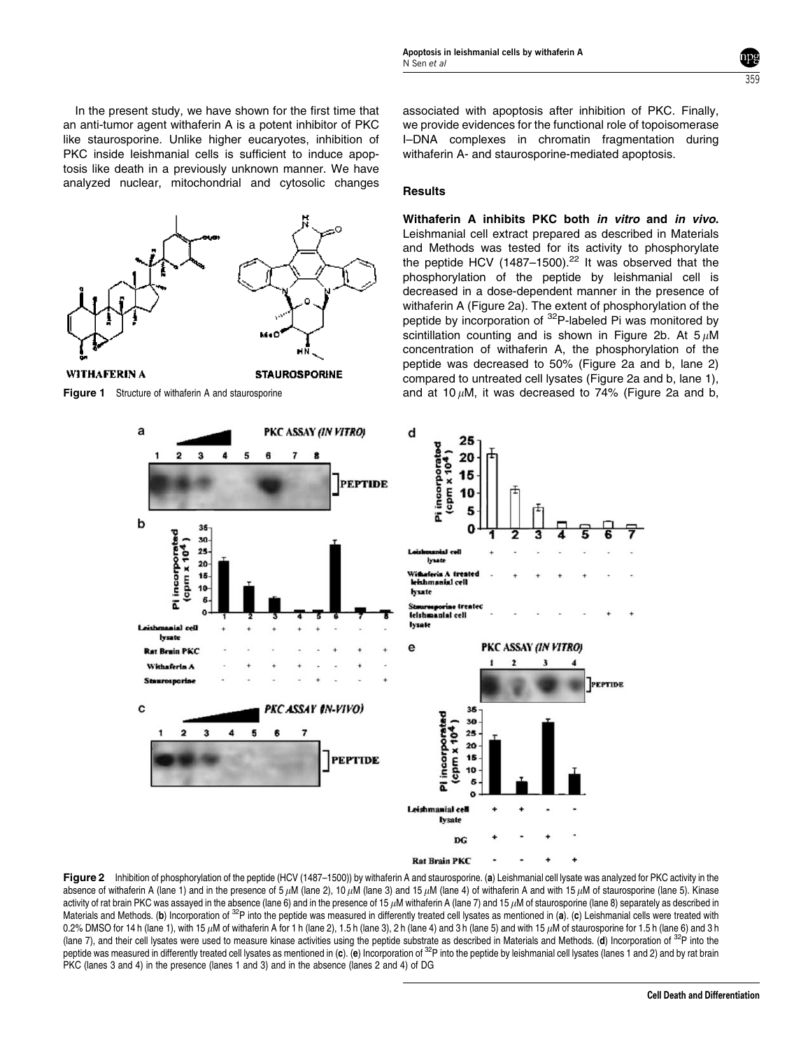In the present study, we have shown for the first time that an anti-tumor agent withaferin A is a potent inhibitor of PKC like staurosporine. Unlike higher eucaryotes, inhibition of PKC inside leishmanial cells is sufficient to induce apoptosis like death in a previously unknown manner. We have analyzed nuclear, mitochondrial and cytosolic changes associated with apoptosis after inhibition of PKC. Finally, we provide evidences for the functional role of topoisomerase I–DNA complexes in chromatin fragmentation during withaferin A- and staurosporine-mediated apoptosis.

**Figure 1** Structure of withaferin A and staurosporine

## Results

**Withaferin A inhibits PKC both *in vitro* and *in vivo*.** Leishmanial cell extract prepared as described in Materials and Methods was tested for its activity to phosphorylate the peptide HCV (1487–1500).[22] It was observed that the phosphorylation of the peptide by leishmanial cell is decreased in a dose-dependent manner in the presence of withaferin A (Figure 2a). The extent of phosphorylation of the peptide by incorporation of $^{32}$P-labeled Pi was monitored by scintillation counting and is shown in Figure 2b. At 5 $\mu$M concentration of withaferin A, the phosphorylation of the peptide was decreased to 50% (Figure 2a and b, lane 2) compared to untreated cell lysates (Figure 2a and b, lane 1), and at 10 $\mu$M, it was decreased to 74% (Figure 2a and b,

**Figure 2** Inhibition of phosphorylation of the peptide (HCV (1487–1500)) by withaferin A and staurosporine. (**a**) Leishmanial cell lysate was analyzed for PKC activity in the absence of withaferin A (lane 1) and in the presence of 5 $\mu$M (lane 2), 10 $\mu$M (lane 3) and 15 $\mu$M (lane 4) of withaferin A and with 15 $\mu$M of staurosporine (lane 5). Kinase activity of rat brain PKC was assayed in the absence (lane 6) and in the presence of 15 $\mu$M withaferin A (lane 7) and 15 $\mu$M of staurosporine (lane 8) separately as described in Materials and Methods. (**b**) Incorporation of $^{32}$P into the peptide was measured in differently treated cell lysates as mentioned in (**a**). (**c**) Leishmanial cells were treated with 0.2% DMSO for 14 h (lane 1), with 15 $\mu$M of withaferin A for 1 h (lane 2), 1.5 h (lane 3), 2 h (lane 4) and 3 h (lane 5) and with 15 $\mu$M of staurosporine for 1.5 h (lane 6) and 3 h (lane 7), and their cell lysates were used to measure kinase activities using the peptide substrate as described in Materials and Methods. (**d**) Incorporation of $^{32}$P into the peptide was measured in differently treated cell lysates as mentioned in (**c**). (**e**) Incorporation of $^{32}$P into the peptide by leishmanial cell lysates (lanes 1 and 2) and by rat brain PKC (lanes 3 and 4) in the presence (lanes 1 and 3) and in the absence (lanes 2 and 4) of DG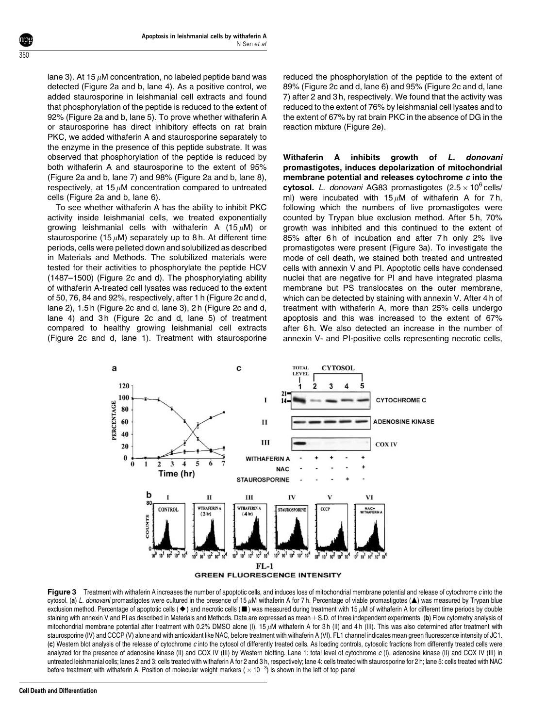lane 3). At 15 μM concentration, no labeled peptide band was detected (Figure 2a and b, lane 4). As a positive control, we added staurosporine in leishmanial cell extracts and found that phosphorylation of the peptide is reduced to the extent of 92% (Figure 2a and b, lane 5). To prove whether withaferin A or staurosporine has direct inhibitory effects on rat brain PKC, we added withaferin A and staurosporine separately to the enzyme in the presence of this peptide substrate. It was observed that phosphorylation of the peptide is reduced by both withaferin A and staurosporine to the extent of 95% (Figure 2a and b, lane 7) and 98% (Figure 2a and b, lane 8), respectively, at 15 μM concentration compared to untreated cells (Figure 2a and b, lane 6).

To see whether withaferin A has the ability to inhibit PKC activity inside leishmanial cells, we treated exponentially growing leishmanial cells with withaferin A (15 μM) or staurosporine (15 μM) separately up to 8 h. At different time periods, cells were pelleted down and solubilized as described in Materials and Methods. The solubilized materials were tested for their activities to phosphorylate the peptide HCV (1487–1500) (Figure 2c and d). The phosphorylating ability of withaferin A-treated cell lysates was reduced to the extent of 50, 76, 84 and 92%, respectively, after 1 h (Figure 2c and d, lane 2), 1.5 h (Figure 2c and d, lane 3), 2 h (Figure 2c and d, lane 4) and 3 h (Figure 2c and d, lane 5) of treatment compared to healthy growing leishmanial cell extracts (Figure 2c and d, lane 1). Treatment with staurosporine reduced the phosphorylation of the peptide to the extent of 89% (Figure 2c and d, lane 6) and 95% (Figure 2c and d, lane 7) after 2 and 3 h, respectively. We found that the activity was reduced to the extent of 76% by leishmanial cell lysates and to the extent of 67% by rat brain PKC in the absence of DG in the reaction mixture (Figure 2e).

**Withaferin A inhibits growth of *L. donovani* promastigotes, induces depolarization of mitochondrial membrane potential and releases cytochrome *c* into the cytosol.** *L. donovani* AG83 promastigotes ($2.5 \times 10^6$ cells/ml) were incubated with 15 μM of withaferin A for 7 h, following which the numbers of live promastigotes were counted by Trypan blue exclusion method. After 5 h, 70% growth was inhibited and this continued to the extent of 85% after 6 h of incubation and after 7 h only 2% live promastigotes were present (Figure 3a). To investigate the mode of cell death, we stained both treated and untreated cells with annexin V and PI. Apoptotic cells have condensed nuclei that are negative for PI and have integrated plasma membrane but PS translocates on the outer membrane, which can be detected by staining with annexin V. After 4 h of treatment with withaferin A, more than 25% cells undergo apoptosis and this was increased to the extent of 67% after 6 h. We also detected an increase in the number of annexin V- and PI-positive cells representing necrotic cells,

**Figure 3** Treatment with withaferin A increases the number of apoptotic cells, and induces loss of mitochondrial membrane potential and release of cytochrome *c* into the cytosol. (**a**) *L. donovani* promastigotes were cultured in the presence of 15 μM withaferin A for 7 h. Percentage of viable promastigotes (▲) was measured by Trypan blue exclusion method. Percentage of apoptotic cells (◆) and necrotic cells (■) was measured during treatment with 15 μM of withaferin A for different time periods by double staining with annexin V and PI as described in Materials and Methods. Data are expressed as mean ± S.D. of three independent experiments. (**b**) Flow cytometry analysis of mitochondrial membrane potential after treatment with 0.2% DMSO alone (I), 15 μM withaferin A for 3 h (II) and 4 h (III). This was also determined after treatment with staurosporine (IV) and CCCP (V) alone and with antioxidant like NAC, before treatment with withaferin A (VI). FL1 channel indicates mean green fluorescence intensity of JC1. (**c**) Western blot analysis of the release of cytochrome *c* into the cytosol of differently treated cells. As loading controls, cytosolic fractions from differently treated cells were analyzed for the presence of adenosine kinase (II) and COX IV (III) by Western blotting. Lane 1: total level of cytochrome *c* (I), adenosine kinase (II) and COX IV (III) in untreated leishmanial cells; lanes 2 and 3: cells treated with withaferin A for 2 and 3 h, respectively; lane 4: cells treated with staurosporine for 2 h; lane 5: cells treated with NAC before treatment with withaferin A. Position of molecular weight markers ($\times 10^{-3}$) is shown in the left of top panel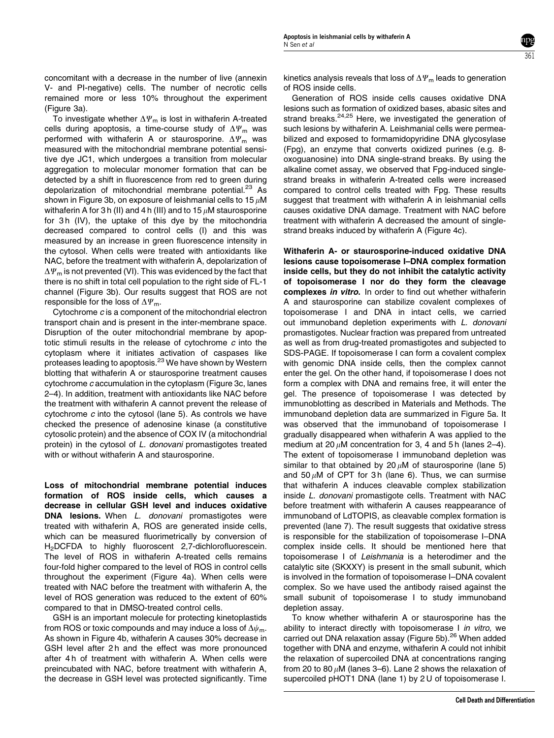concomitant with a decrease in the number of live (annexin V- and PI-negative) cells. The number of necrotic cells remained more or less 10% throughout the experiment (Figure 3a).

To investigate whether $\Delta\Psi_m$ is lost in withaferin A-treated cells during apoptosis, a time-course study of $\Delta\Psi_m$ was performed with withaferin A or staurosporine. $\Delta\Psi_m$ was measured with the mitochondrial membrane potential sensitive dye JC1, which undergoes a transition from molecular aggregation to molecular monomer formation that can be detected by a shift in fluorescence from red to green during depolarization of mitochondrial membrane potential.[23] As shown in Figure 3b, on exposure of leishmanial cells to 15 $\mu$M withaferin A for 3 h (II) and 4 h (III) and to 15 $\mu$M staurosporine for 3 h (IV), the uptake of this dye by the mitochondria decreased compared to control cells (I) and this was measured by an increase in green fluorescence intensity in the cytosol. When cells were treated with antioxidants like NAC, before the treatment with withaferin A, depolarization of $\Delta\Psi_m$ is not prevented (VI). This was evidenced by the fact that there is no shift in total cell population to the right side of FL-1 channel (Figure 3b). Our results suggest that ROS are not responsible for the loss of $\Delta\Psi_m$.

Cytochrome *c* is a component of the mitochondrial electron transport chain and is present in the inter-membrane space. Disruption of the outer mitochondrial membrane by apoptotic stimuli results in the release of cytochrome *c* into the cytoplasm where it initiates activation of caspases like proteases leading to apoptosis.[23] We have shown by Western blotting that withaferin A or staurosporine treatment causes cytochrome *c* accumulation in the cytoplasm (Figure 3c, lanes 2–4). In addition, treatment with antioxidants like NAC before the treatment with withaferin A cannot prevent the release of cytochrome *c* into the cytosol (lane 5). As controls we have checked the presence of adenosine kinase (a constitutive cytosolic protein) and the absence of COX IV (a mitochondrial protein) in the cytosol of *L. donovani* promastigotes treated with or without withaferin A and staurosporine.

**Loss of mitochondrial membrane potential induces formation of ROS inside cells, which causes a decrease in cellular GSH level and induces oxidative DNA lesions.** When *L. donovani* promastigotes were treated with withaferin A, ROS are generated inside cells, which can be measured fluorimetrically by conversion of $H_2$DCFDA to highly fluoroscent 2,7-dichlorofluorescein. The level of ROS in withaferin A-treated cells remains four-fold higher compared to the level of ROS in control cells throughout the experiment (Figure 4a). When cells were treated with NAC before the treatment with withaferin A, the level of ROS generation was reduced to the extent of 60% compared to that in DMSO-treated control cells.

GSH is an important molecule for protecting kinetoplastids from ROS or toxic compounds and may induce a loss of $\Delta\psi_m$. As shown in Figure 4b, withaferin A causes 30% decrease in GSH level after 2 h and the effect was more pronounced after 4 h of treatment with withaferin A. When cells were preincubated with NAC, before treatment with withaferin A, the decrease in GSH level was protected significantly. Time kinetics analysis reveals that loss of $\Delta\Psi_m$ leads to generation of ROS inside cells.

Generation of ROS inside cells causes oxidative DNA lesions such as formation of oxidized bases, abasic sites and strand breaks.[24,25] Here, we investigated the generation of such lesions by withaferin A. Leishmanial cells were permeabilized and exposed to formamidopyridine DNA glycosylase (Fpg), an enzyme that converts oxidized purines (e.g. 8-oxoguanosine) into DNA single-strand breaks. By using the alkaline comet assay, we observed that Fpg-induced single-strand breaks in withaferin A-treated cells were increased compared to control cells treated with Fpg. These results suggest that treatment with withaferin A in leishmanial cells causes oxidative DNA damage. Treatment with NAC before treatment with withaferin A decreased the amount of single-strand breaks induced by withaferin A (Figure 4c).

**Withaferin A- or staurosporine-induced oxidative DNA lesions cause topoisomerase I–DNA complex formation inside cells, but they do not inhibit the catalytic activity of topoisomerase I nor do they form the cleavage complexes *in vitro*.** In order to find out whether withaferin A and staurosporine can stabilize covalent complexes of topoisomerase I and DNA in intact cells, we carried out immunoband depletion experiments with *L. donovani* promastigotes. Nuclear fraction was prepared from untreated as well as from drug-treated promastigotes and subjected to SDS-PAGE. If topoisomerase I can form a covalent complex with genomic DNA inside cells, then the complex cannot enter the gel. On the other hand, if topoisomerase I does not form a complex with DNA and remains free, it will enter the gel. The presence of topoisomerase I was detected by immunoblotting as described in Materials and Methods. The immunoband depletion data are summarized in Figure 5a. It was observed that the immunoband of topoisomerase I gradually disappeared when withaferin A was applied to the medium at 20 $\mu$M concentration for 3, 4 and 5 h (lanes 2–4). The extent of topoisomerase I immunoband depletion was similar to that obtained by 20 $\mu$M of staurosporine (lane 5) and 50 $\mu$M of CPT for 3 h (lane 6). Thus, we can surmise that withaferin A induces cleavable complex stabilization inside *L. donovani* promastigote cells. Treatment with NAC before treatment with withaferin A causes reappearance of immunoband of LdTOPIS, as cleavable complex formation is prevented (lane 7). The result suggests that oxidative stress is responsible for the stabilization of topoisomerase I–DNA complex inside cells. It should be mentioned here that topoisomerase I of *Leishmania* is a heterodimer and the catalytic site (SKXXY) is present in the small subunit, which is involved in the formation of topoisomerase I–DNA covalent complex. So we have used the antibody raised against the small subunit of topoisomerase I to study immunoband depletion assay.

To know whether withaferin A or staurosporine has the ability to interact directly with topoisomerase I *in vitro,* we carried out DNA relaxation assay (Figure 5b).[26] When added together with DNA and enzyme, withaferin A could not inhibit the relaxation of supercoiled DNA at concentrations ranging from 20 to 80 $\mu$M (lanes 3–6). Lane 2 shows the relaxation of supercoiled pHOT1 DNA (lane 1) by 2 U of topoisomerase I.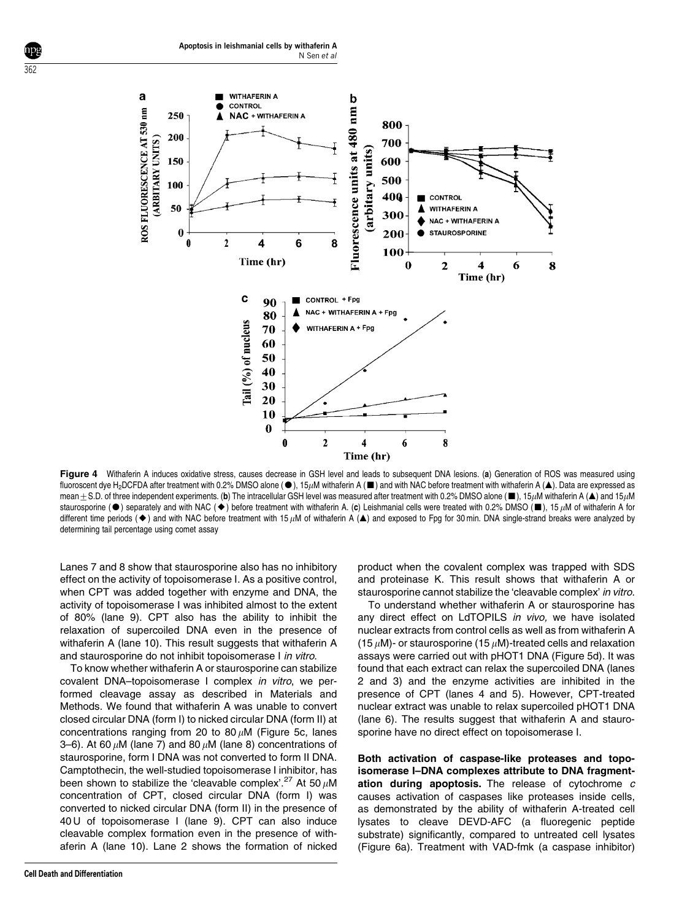**Figure 4** Withaferin A induces oxidative stress, causes decrease in GSH level and leads to subsequent DNA lesions. (**a**) Generation of ROS was measured using fluoroscent dye $H_2$DCFDA after treatment with 0.2% DMSO alone (●), 15$\mu$M withaferin A (■) and with NAC before treatment with withaferin A (▲). Data are expressed as mean$\pm$S.D. of three independent experiments. (**b**) The intracellular GSH level was measured after treatment with 0.2% DMSO alone (■), 15$\mu$M withaferin A (▲) and 15$\mu$M staurosporine (●) separately and with NAC (◆) before treatment with withaferin A. (**c**) Leishmanial cells were treated with 0.2% DMSO (■), 15 $\mu$M of withaferin A for different time periods (◆) and with NAC before treatment with 15 $\mu$M of withaferin A (▲) and exposed to Fpg for 30 min. DNA single-strand breaks were analyzed by determining tail percentage using comet assay

Lanes 7 and 8 show that staurosporine also has no inhibitory effect on the activity of topoisomerase I. As a positive control, when CPT was added together with enzyme and DNA, the activity of topoisomerase I was inhibited almost to the extent of 80% (lane 9). CPT also has the ability to inhibit the relaxation of supercoiled DNA even in the presence of withaferin A (lane 10). This result suggests that withaferin A and staurosporine do not inhibit topoisomerase I *in vitro*.

To know whether withaferin A or staurosporine can stabilize covalent DNA–topoisomerase I complex *in vitro*, we performed cleavage assay as described in Materials and Methods. We found that withaferin A was unable to convert closed circular DNA (form I) to nicked circular DNA (form II) at concentrations ranging from 20 to 80 $\mu$M (Figure 5c, lanes 3–6). At 60 $\mu$M (lane 7) and 80 $\mu$M (lane 8) concentrations of staurosporine, form I DNA was not converted to form II DNA. Camptothecin, the well-studied topoisomerase I inhibitor, has been shown to stabilize the 'cleavable complex'.[27] At 50 $\mu$M concentration of CPT, closed circular DNA (form I) was converted to nicked circular DNA (form II) in the presence of 40 U of topoisomerase I (lane 9). CPT can also induce cleavable complex formation even in the presence of withaferin A (lane 10). Lane 2 shows the formation of nicked product when the covalent complex was trapped with SDS and proteinase K. This result shows that withaferin A or staurosporine cannot stabilize the 'cleavable complex' *in vitro*.

To understand whether withaferin A or staurosporine has any direct effect on LdTOPILS *in vivo*, we have isolated nuclear extracts from control cells as well as from withaferin A (15 $\mu$M)- or staurosporine (15 $\mu$M)-treated cells and relaxation assays were carried out with pHOT1 DNA (Figure 5d). It was found that each extract can relax the supercoiled DNA (lanes 2 and 3) and the enzyme activities are inhibited in the presence of CPT (lanes 4 and 5). However, CPT-treated nuclear extract was unable to relax supercoiled pHOT1 DNA (lane 6). The results suggest that withaferin A and staurosporine have no direct effect on topoisomerase I.

**Both activation of caspase-like proteases and topoisomerase I–DNA complexes attribute to DNA fragmentation during apoptosis.** The release of cytochrome *c* causes activation of caspases like proteases inside cells, as demonstrated by the ability of withaferin A-treated cell lysates to cleave DEVD-AFC (a fluoregenic peptide substrate) significantly, compared to untreated cell lysates (Figure 6a). Treatment with VAD-fmk (a caspase inhibitor)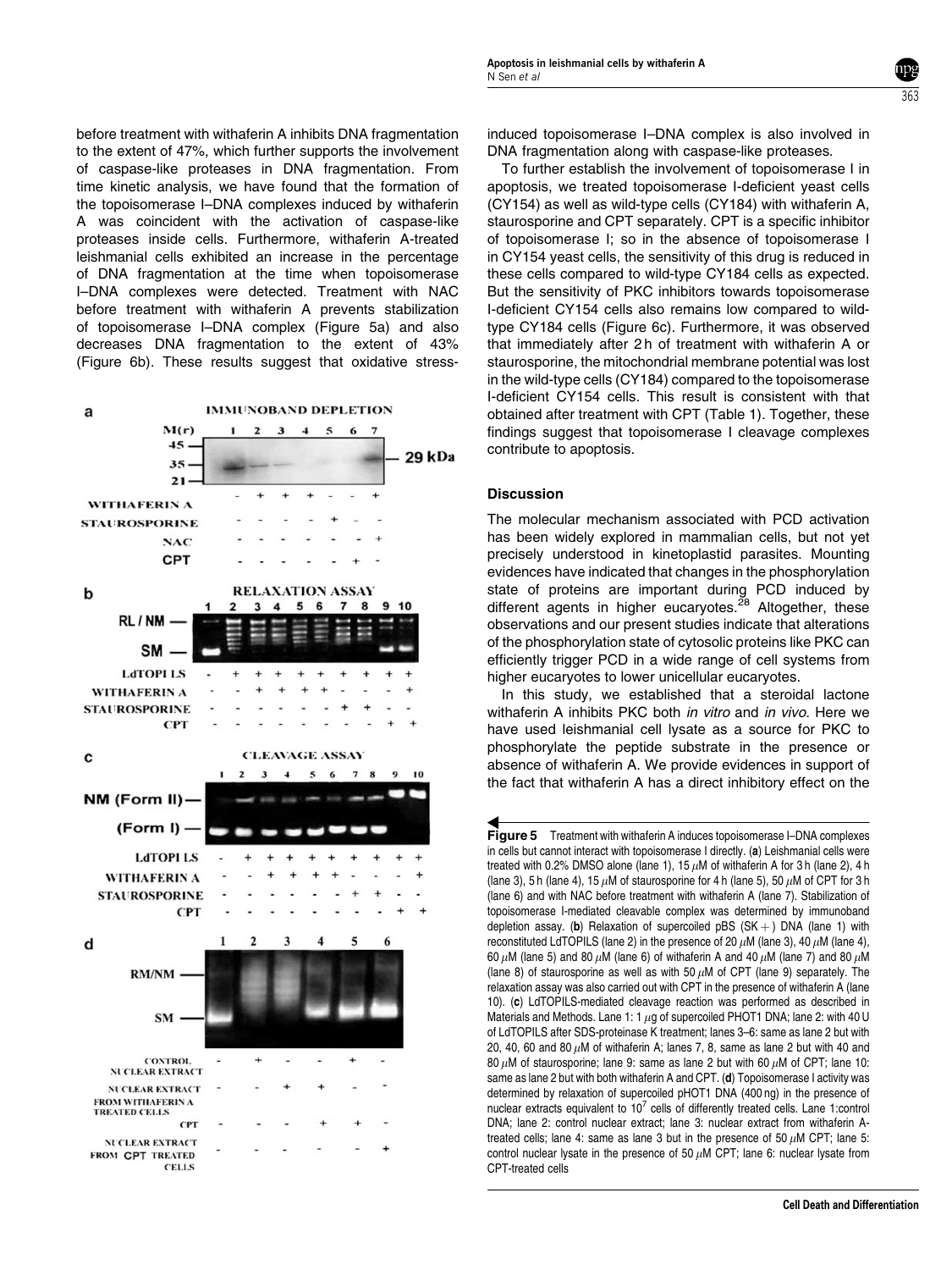before treatment with withaferin A inhibits DNA fragmentation to the extent of 47%, which further supports the involvement of caspase-like proteases in DNA fragmentation. From time kinetic analysis, we have found that the formation of the topoisomerase I–DNA complexes induced by withaferin A was coincident with the activation of caspase-like proteases inside cells. Furthermore, withaferin A-treated leishmanial cells exhibited an increase in the percentage of DNA fragmentation at the time when topoisomerase I–DNA complexes were detected. Treatment with NAC before treatment with withaferin A prevents stabilization of topoisomerase I–DNA complex (Figure 5a) and also decreases DNA fragmentation to the extent of 43% (Figure 6b). These results suggest that oxidative stress-induced topoisomerase I–DNA complex is also involved in DNA fragmentation along with caspase-like proteases.

To further establish the involvement of topoisomerase I in apoptosis, we treated topoisomerase I-deficient yeast cells (CY154) as well as wild-type cells (CY184) with withaferin A, staurosporine and CPT separately. CPT is a specific inhibitor of topoisomerase I; so in the absence of topoisomerase I in CY154 yeast cells, the sensitivity of this drug is reduced in these cells compared to wild-type CY184 cells as expected. But the sensitivity of PKC inhibitors towards topoisomerase I-deficient CY154 cells also remains low compared to wild-type CY184 cells (Figure 6c). Furthermore, it was observed that immediately after 2 h of treatment with withaferin A or staurosporine, the mitochondrial membrane potential was lost in the wild-type cells (CY184) compared to the topoisomerase I-deficient CY154 cells. This result is consistent with that obtained after treatment with CPT (Table 1). Together, these findings suggest that topoisomerase I cleavage complexes contribute to apoptosis.

## Discussion

The molecular mechanism associated with PCD activation has been widely explored in mammalian cells, but not yet precisely understood in kinetoplastid parasites. Mounting evidences have indicated that changes in the phosphorylation state of proteins are important during PCD induced by different agents in higher eucaryotes.[28] Altogether, these observations and our present studies indicate that alterations of the phosphorylation state of cytosolic proteins like PKC can efficiently trigger PCD in a wide range of cell systems from higher eucaryotes to lower unicellular eucaryotes.

In this study, we established that a steroidal lactone withaferin A inhibits PKC both *in vitro* and *in vivo*. Here we have used leishmanial cell lysate as a source for PKC to phosphorylate the peptide substrate in the presence or absence of withaferin A. We provide evidences in support of the fact that withaferin A has a direct inhibitory effect on the

**Figure 5** Treatment with withaferin A induces topoisomerase I–DNA complexes in cells but cannot interact with topoisomerase I directly. (**a**) Leishmanial cells were treated with 0.2% DMSO alone (lane 1), 15 $\mu$M of withaferin A for 3 h (lane 2), 4 h (lane 3), 5 h (lane 4), 15 $\mu$M of staurosporine for 4 h (lane 5), 50 $\mu$M of CPT for 3 h (lane 6) and with NAC before treatment with withaferin A (lane 7). Stabilization of topoisomerase I-mediated cleavable complex was determined by immunoband depletion assay. (**b**) Relaxation of supercoiled pBS (SK+) DNA (lane 1) with reconstituted LdTOPILS (lane 2) in the presence of 20 $\mu$M (lane 3), 40 $\mu$M (lane 4), 60 $\mu$M (lane 5) and 80 $\mu$M (lane 6) of withaferin A and 40 $\mu$M (lane 7) and 80 $\mu$M (lane 8) of staurosporine as well as with 50 $\mu$M of CPT (lane 9) separately. The relaxation assay was also carried out with CPT in the presence of withaferin A (lane 10). (**c**) LdTOPILS-mediated cleavage reaction was performed as described in Materials and Methods. Lane 1: 1 $\mu$g of supercoiled PHOT1 DNA; lane 2: with 40 U of LdTOPILS after SDS-proteinase K treatment; lanes 3–6: same as lane 2 but with 20, 40, 60 and 80 $\mu$M of withaferin A; lanes 7, 8, same as lane 2 but with 40 and 80 $\mu$M of staurosporine; lane 9: same as lane 2 but with 60 $\mu$M of CPT; lane 10: same as lane 2 but with both withaferin A and CPT. (**d**) Topoisomerase I activity was determined by relaxation of supercoiled pHOT1 DNA (400 ng) in the presence of nuclear extracts equivalent to $10^7$ cells of differently treated cells. Lane 1:control DNA; lane 2: control nuclear extract; lane 3: nuclear extract from withaferin A-treated cells; lane 4: same as lane 3 but in the presence of 50 $\mu$M CPT; lane 5: control nuclear lysate in the presence of 50 $\mu$M CPT; lane 6: nuclear lysate from CPT-treated cells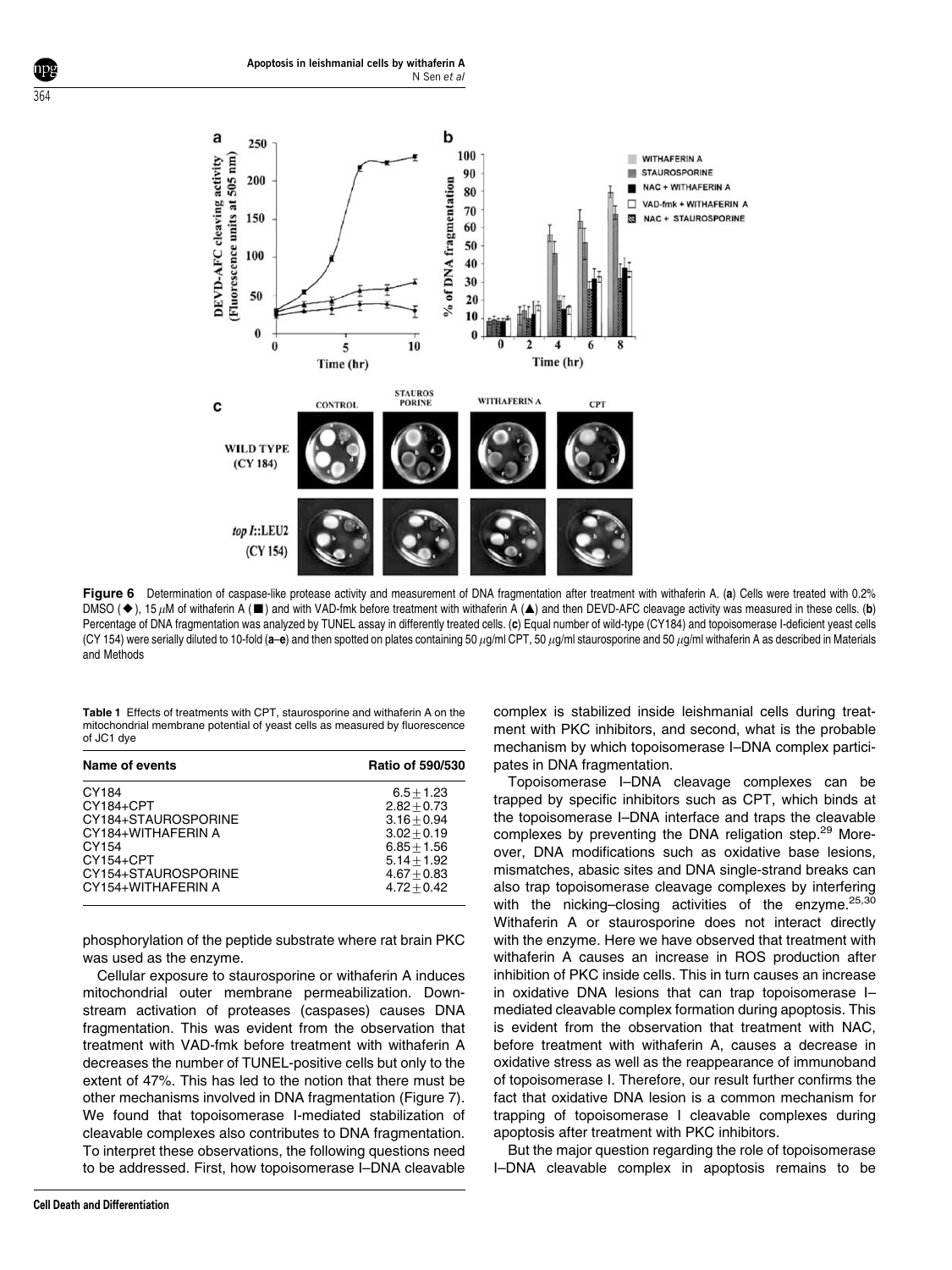Figure 6 Determination of caspase-like protease activity and measurement of DNA fragmentation after treatment with withaferin A. (a) Cells were treated with 0.2% DMSO (◆), 15 $\mu$M of withaferin A (■) and with VAD-fmk before treatment with withaferin A (▲) and then DEVD-AFC cleavage activity was measured in these cells. (b) Percentage of DNA fragmentation was analyzed by TUNEL assay in differently treated cells. (c) Equal number of wild-type (CY184) and topoisomerase I-deficient yeast cells (CY 154) were serially diluted to 10-fold (a–e) and then spotted on plates containing 50 $\mu$g/ml CPT, 50 $\mu$g/ml staurosporine and 50 $\mu$g/ml withaferin A as described in Materials and Methods

**Table 1** Effects of treatments with CPT, staurosporine and withaferin A on the mitochondrial membrane potential of yeast cells as measured by fluorescence of JC1 dye

| Name of events | Ratio of 590/530 |
|---|---|
| CY184 | $6.5 \pm 1.23$ |
| CY184+CPT | $2.82 \pm 0.73$ |
| CY184+STAUROSPORINE | $3.16 \pm 0.94$ |
| CY184+WITHAFERIN A | $3.02 \pm 0.19$ |
| CY154 | $6.85 \pm 1.56$ |
| CY154+CPT | $5.14 \pm 1.92$ |
| CY154+STAUROSPORINE | $4.67 \pm 0.83$ |
| CY154+WITHAFERIN A | $4.72 \pm 0.42$ |

phosphorylation of the peptide substrate where rat brain PKC was used as the enzyme.

Cellular exposure to staurosporine or withaferin A induces mitochondrial outer membrane permeabilization. Downstream activation of proteases (caspases) causes DNA fragmentation. This was evident from the observation that treatment with VAD-fmk before treatment with withaferin A decreases the number of TUNEL-positive cells but only to the extent of 47%. This has led to the notion that there must be other mechanisms involved in DNA fragmentation (Figure 7). We found that topoisomerase I-mediated stabilization of cleavable complexes also contributes to DNA fragmentation. To interpret these observations, the following questions need to be addressed. First, how topoisomerase I–DNA cleavable complex is stabilized inside leishmanial cells during treatment with PKC inhibitors, and second, what is the probable mechanism by which topoisomerase I–DNA complex participates in DNA fragmentation.

Topoisomerase I–DNA cleavage complexes can be trapped by specific inhibitors such as CPT, which binds at the topoisomerase I–DNA interface and traps the cleavable complexes by preventing the DNA religation step.[29] Moreover, DNA modifications such as oxidative base lesions, mismatches, abasic sites and DNA single-strand breaks can also trap topoisomerase cleavage complexes by interfering with the nicking–closing activities of the enzyme.[25,30] Withaferin A or staurosporine does not interact directly with the enzyme. Here we have observed that treatment with withaferin A causes an increase in ROS production after inhibition of PKC inside cells. This in turn causes an increase in oxidative DNA lesions that can trap topoisomerase I–mediated cleavable complex formation during apoptosis. This is evident from the observation that treatment with NAC, before treatment with withaferin A, causes a decrease in oxidative stress as well as the reappearance of immunoband of topoisomerase I. Therefore, our result further confirms the fact that oxidative DNA lesion is a common mechanism for trapping of topoisomerase I cleavable complexes during apoptosis after treatment with PKC inhibitors.

But the major question regarding the role of topoisomerase I–DNA cleavable complex in apoptosis remains to be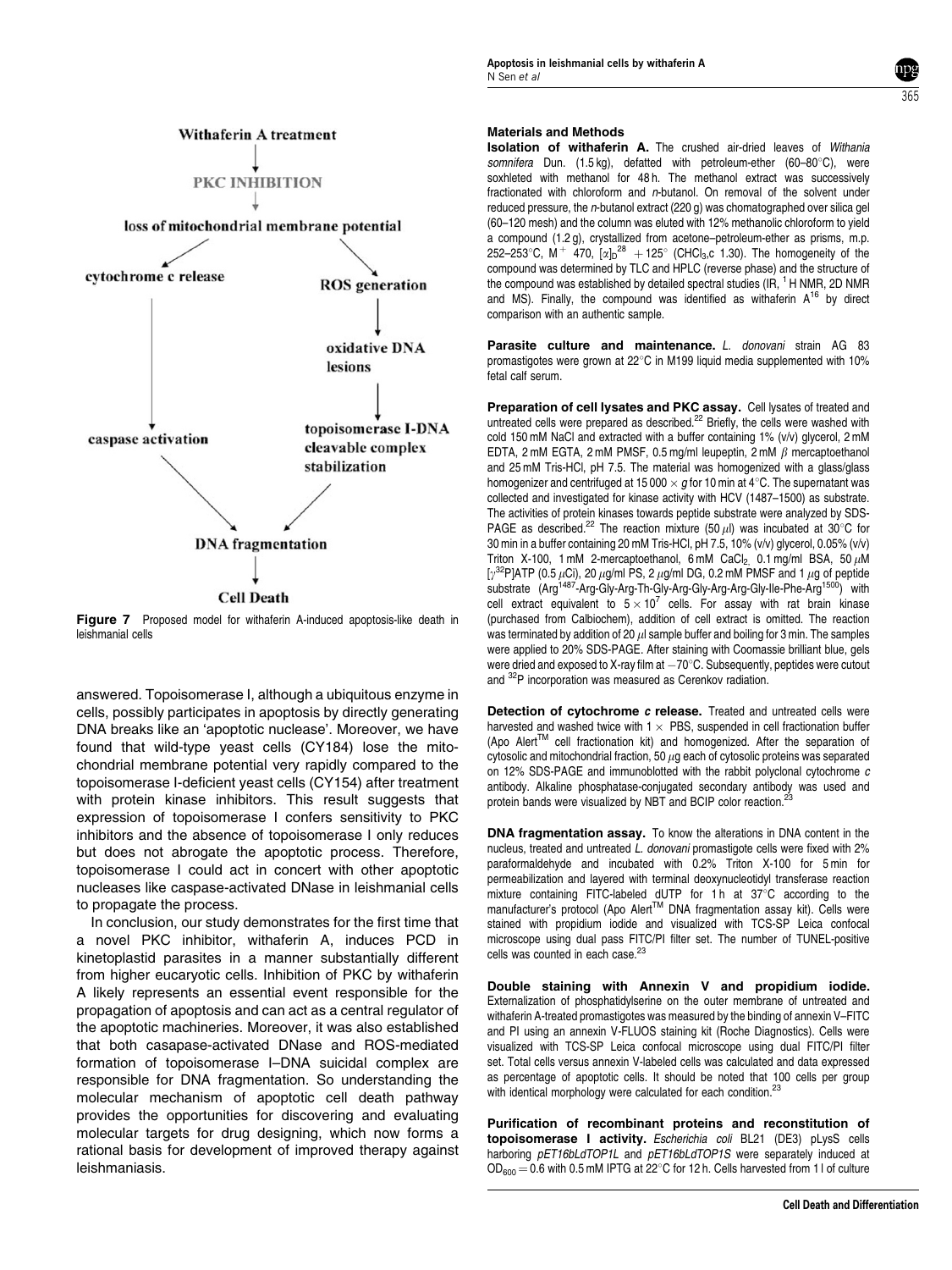Withaferin A treatment

PKC INHIBITION

loss of mitochondrial membrane potential

cytochrome c release

ROS generation

oxidative DNA lesions

caspase activation

topoisomerase I-DNA cleavable complex stabilization

DNA fragmentation

Cell Death

**Figure 7** Proposed model for withaferin A-induced apoptosis-like death in leishmanial cells

answered. Topoisomerase I, although a ubiquitous enzyme in cells, possibly participates in apoptosis by directly generating DNA breaks like an 'apoptotic nuclease'. Moreover, we have found that wild-type yeast cells (CY184) lose the mitochondrial membrane potential very rapidly compared to the topoisomerase I-deficient yeast cells (CY154) after treatment with protein kinase inhibitors. This result suggests that expression of topoisomerase I confers sensitivity to PKC inhibitors and the absence of topoisomerase I only reduces but does not abrogate the apoptotic process. Therefore, topoisomerase I could act in concert with other apoptotic nucleases like caspase-activated DNase in leishmanial cells to propagate the process.

In conclusion, our study demonstrates for the first time that a novel PKC inhibitor, withaferin A, induces PCD in kinetoplastid parasites in a manner substantially different from higher eucaryotic cells. Inhibition of PKC by withaferin A likely represents an essential event responsible for the propagation of apoptosis and can act as a central regulator of the apoptotic machineries. Moreover, it was also established that both casapase-activated DNase and ROS-mediated formation of topoisomerase I–DNA suicidal complex are responsible for DNA fragmentation. So understanding the molecular mechanism of apoptotic cell death pathway provides the opportunities for discovering and evaluating molecular targets for drug designing, which now forms a rational basis for development of improved therapy against leishmaniasis.

## Materials and Methods

**Isolation of withaferin A.** The crushed air-dried leaves of *Withania somnifera* Dun. (1.5 kg), defatted with petroleum-ether (60–80°C), were soxhleted with methanol for 48 h. The methanol extract was successively fractionated with chloroform and *n*-butanol. On removal of the solvent under reduced pressure, the *n*-butanol extract (220 g) was chomatographed over silica gel (60–120 mesh) and the column was eluted with 12% methanolic chloroform to yield a compound (1.2 g), crystallized from acetone–petroleum-ether as prisms, m.p. 252–253°C, $M^+$ 470, $[\alpha]_D^{28}$ +125° ($CHCl_3$,c 1.30). The homogeneity of the compound was determined by TLC and HPLC (reverse phase) and the structure of the compound was established by detailed spectral studies (IR, $^1$H NMR, 2D NMR and MS). Finally, the compound was identified as withaferin A[16] by direct comparison with an authentic sample.

**Parasite culture and maintenance.** *L. donovani* strain AG 83 promastigotes were grown at 22°C in M199 liquid media supplemented with 10% fetal calf serum.

**Preparation of cell lysates and PKC assay.** Cell lysates of treated and untreated cells were prepared as described.[22] Briefly, the cells were washed with cold 150 mM NaCl and extracted with a buffer containing 1% (v/v) glycerol, 2 mM EDTA, 2 mM EGTA, 2 mM PMSF, 0.5 mg/ml leupeptin, 2 mM $\beta$ mercaptoethanol and 25 mM Tris-HCl, pH 7.5. The material was homogenized with a glass/glass homogenizer and centrifuged at 15 000 × *g* for 10 min at 4°C. The supernatant was collected and investigated for kinase activity with HCV (1487–1500) as substrate. The activities of protein kinases towards peptide substrate were analyzed by SDS-PAGE as described.[22] The reaction mixture (50 $\mu$l) was incubated at 30°C for 30 min in a buffer containing 20 mM Tris-HCl, pH 7.5, 10% (v/v) glycerol, 0.05% (v/v) Triton X-100, 1 mM 2-mercaptoethanol, 6 mM $CaCl_2$, 0.1 mg/ml BSA, 50 $\mu$M [$\gamma^{32}$P]ATP (0.5 $\mu$Ci), 20 $\mu$g/ml PS, 2 $\mu$g/ml DG, 0.2 mM PMSF and 1 $\mu$g of peptide substrate (Arg$^{1487}$-Arg-Gly-Arg-Th-Gly-Arg-Gly-Arg-Arg-Gly-Ile-Phe-Arg$^{1500}$) with cell extract equivalent to $5 \times 10^7$ cells. For assay with rat brain kinase (purchased from Calbiochem), addition of cell extract is omitted. The reaction was terminated by addition of 20 $\mu$l sample buffer and boiling for 3 min. The samples were applied to 20% SDS-PAGE. After staining with Coomassie brilliant blue, gels were dried and exposed to X-ray film at −70°C. Subsequently, peptides were cutout and $^{32}$P incorporation was measured as Cerenkov radiation.

**Detection of cytochrome *c* release.** Treated and untreated cells were harvested and washed twice with 1 × PBS, suspended in cell fractionation buffer (Apo Alert™ cell fractionation kit) and homogenized. After the separation of cytosolic and mitochondrial fraction, 50 $\mu$g each of cytosolic proteins was separated on 12% SDS-PAGE and immunoblotted with the rabbit polyclonal cytochrome *c* antibody. Alkaline phosphatase-conjugated secondary antibody was used and protein bands were visualized by NBT and BCIP color reaction.[23]

**DNA fragmentation assay.** To know the alterations in DNA content in the nucleus, treated and untreated *L. donovani* promastigote cells were fixed with 2% paraformaldehyde and incubated with 0.2% Triton X-100 for 5 min for permeabilization and layered with terminal deoxynucleotidyl transferase reaction mixture containing FITC-labeled dUTP for 1 h at 37°C according to the manufacturer's protocol (Apo Alert™ DNA fragmentation assay kit). Cells were stained with propidium iodide and visualized with TCS-SP Leica confocal microscope using dual pass FITC/PI filter set. The number of TUNEL-positive cells was counted in each case.[23]

**Double staining with Annexin V and propidium iodide.** Externalization of phosphatidylserine on the outer membrane of untreated and withaferin A-treated promastigotes was measured by the binding of annexin V–FITC and PI using an annexin V-FLUOS staining kit (Roche Diagnostics). Cells were visualized with TCS-SP Leica confocal microscope using dual FITC/PI filter set. Total cells versus annexin V-labeled cells was calculated and data expressed as percentage of apoptotic cells. It should be noted that 100 cells per group with identical morphology were calculated for each condition.[23]

**Purification of recombinant proteins and reconstitution of topoisomerase I activity.** *Escherichia coli* BL21 (DE3) pLysS cells harboring *pET16bLdTOP1L* and *pET16bLdTOP1S* were separately induced at $OD_{600}$ = 0.6 with 0.5 mM IPTG at 22°C for 12 h. Cells harvested from 1 l of culture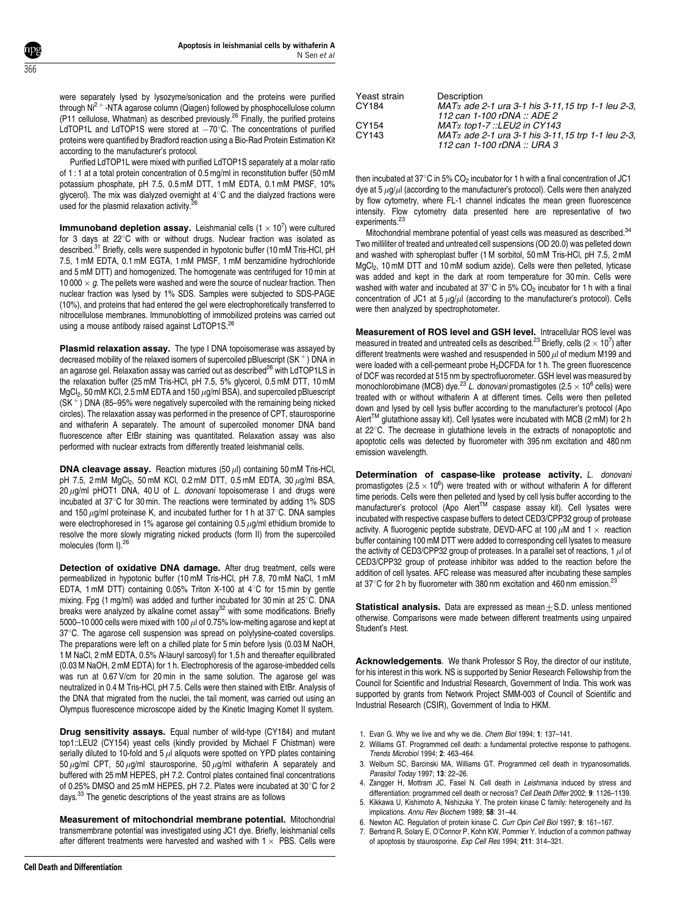were separately lysed by lysozyme/sonication and the proteins were purified through $Ni^{2+}$-NTA agarose column (Qiagen) followed by phosphocellulose column (P11 cellulose, Whatman) as described previously.[26] Finally, the purified proteins LdTOP1L and LdTOP1S were stored at $-70°C$. The concentrations of purified proteins were quantified by Bradford reaction using a Bio-Rad Protein Estimation Kit according to the manufacturer's protocol.

Purified LdTOP1L were mixed with purified LdTOP1S separately at a molar ratio of 1 : 1 at a total protein concentration of 0.5 mg/ml in reconstitution buffer (50 mM potassium phosphate, pH 7.5, 0.5 mM DTT, 1 mM EDTA, 0.1 mM PMSF, 10% glycerol). The mix was dialyzed overnight at 4°C and the dialyzed fractions were used for the plasmid relaxation activity.[26]

**Immunoband depletion assay.** Leishmanial cells ($1 \times 10^7$) were cultured for 3 days at 22°C with or without drugs. Nuclear fraction was isolated as described.[31] Briefly, cells were suspended in hypotonic buffer (10 mM Tris-HCl, pH 7.5, 1 mM EDTA, 0.1 mM EGTA, 1 mM PMSF, 1 mM benzamidine hydrochloride and 5 mM DTT) and homogenized. The homogenate was centrifuged for 10 min at 10 000 × *g*. The pellets were washed and were the source of nuclear fraction. Then nuclear fraction was lysed by 1% SDS. Samples were subjected to SDS-PAGE (10%), and proteins that had entered the gel were electrophoretically transferred to nitrocellulose membranes. Immunoblotting of immobilized proteins was carried out using a mouse antibody raised against LdTOP1S.[26]

**Plasmid relaxation assay.** The type I DNA topoisomerase was assayed by decreased mobility of the relaxed isomers of supercoiled pBluescript ($SK^+$) DNA in an agarose gel. Relaxation assay was carried out as described[26] with LdTOP1LS in the relaxation buffer (25 mM Tris-HCl, pH 7.5, 5% glycerol, 0.5 mM DTT, 10 mM $MgCl_2$, 50 mM KCl, 2.5 mM EDTA and 150 μg/ml BSA), and supercoiled pBluescript ($SK^+$) DNA (85–95% were negatively supercoiled with the remaining being nicked circles). The relaxation assay was performed in the presence of CPT, staurosporine and withaferin A separately. The amount of supercoiled monomer DNA band fluorescence after EtBr staining was quantitated. Relaxation assay was also performed with nuclear extracts from differently treated leishmanial cells.

**DNA cleavage assay.** Reaction mixtures (50 μl) containing 50 mM Tris-HCl, pH 7.5, 2 mM $MgCl_2$, 50 mM KCl, 0.2 mM DTT, 0.5 mM EDTA, 30 μg/ml BSA, 20 μg/ml pHOT1 DNA, 40 U of *L. donovani* topoisomerase I and drugs were incubated at 37°C for 30 min. The reactions were terminated by adding 1% SDS and 150 μg/ml proteinase K, and incubated further for 1 h at 37°C. DNA samples were electrophoresed in 1% agarose gel containing 0.5 μg/ml ethidium bromide to resolve the more slowly migrating nicked products (form II) from the supercoiled molecules (form I).[26]

**Detection of oxidative DNA damage.** After drug treatment, cells were permeabilized in hypotonic buffer (10 mM Tris-HCl, pH 7.8, 70 mM NaCl, 1 mM EDTA, 1 mM DTT) containing 0.05% Triton X-100 at 4°C for 15 min by gentle mixing. Fpg (1 mg/ml) was added and further incubated for 30 min at 25°C. DNA breaks were analyzed by alkaline comet assay[32] with some modifications. Briefly 5000–10 000 cells were mixed with 100 μl of 0.75% low-melting agarose and kept at 37°C. The agarose cell suspension was spread on polylysine-coated coverslips. The preparations were left on a chilled plate for 5 min before lysis (0.03 M NaOH, 1 M NaCl, 2 mM EDTA, 0.5% *N*-lauryl sarcosyl) for 1.5 h and thereafter equilibration (0.03 M NaOH, 2 mM EDTA) for 1 h. Electrophoresis of the agarose-imbedded cells was run at 0.67 V/cm for 20 min in the same solution. The agarose gel was neutralized in 0.4 M Tris-HCl, pH 7.5. Cells were then stained with EtBr. Analysis of the DNA that migrated from the nuclei, the tail moment, was carried out using an Olympus fluorescence microscope aided by the Kinetic Imaging Komet II system.

**Drug sensitivity assays.** Equal number of wild-type (CY184) and mutant top1::LEU2 (CY154) yeast cells (kindly provided by Michael F Chistman) were serially diluted to 10-fold and 5 μl aliquots were spotted on YPD plates containing 50 μg/ml CPT, 50 μg/ml staurosporine, 50 μg/ml withaferin A separately and buffered with 25 mM HEPES, pH 7.2. Control plates contained final concentrations of 0.25% DMSO and 25 mM HEPES, pH 7.2. Plates were incubated at 30°C for 2 days.[33] The genetic descriptions of the yeast strains are as follows

| Yeast strain | Description |
|---|---|
| CY184 | *MATα ade 2-1 ura 3-1 his 3-11,15 trp 1-1 leu 2-3, 112 can 1-100 rDNA :: ADE 2* |
| CY154 | *MATα top1-7 ::LEU2 in CY143* |
| CY143 | *MATα ade 2-1 ura 3-1 his 3-11,15 trp 1-1 leu 2-3, 112 can 1-100 rDNA :: URA 3* |

**Measurement of mitochondrial membrane potential.** Mitochondrial transmembrane potential was investigated using JC1 dye. Briefly, leishmanial cells after different treatments were harvested and washed with 1 × PBS. Cells were then incubated at 37°C in 5% $CO_2$ incubator for 1 h with a final concentration of JC1 dye at 5 μg/μl (according to the manufacturer's protocol). Cells were then analyzed by flow cytometry, where FL-1 channel indicates the mean green fluorescence intensity. Flow cytometry data presented here are representative of two experiments.[23]

Mitochondrial membrane potential of yeast cells was measured as described.[34] Two milliliter of treated and untreated cell suspensions (OD 20.0) was pelleted down and washed with spheroplast buffer (1 M sorbitol, 50 mM Tris-HCl, pH 7.5, 2 mM $MgCl_2$, 10 mM DTT and 10 mM sodium azide). Cells were then pelleted, lyticase was added and kept in the dark at room temperature for 30 min. Cells were washed with water and incubated at 37°C in 5% $CO_2$ incubator for 1 h with a final concentration of JC1 at 5 μg/μl (according to the manufacturer's protocol). Cells were then analyzed by spectrophotometer.

**Measurement of ROS level and GSH level.** Intracellular ROS level was measured in treated and untreated cells as described.[23] Briefly, cells ($2 \times 10^7$) after different treatments were washed and resuspended in 500 μl of medium M199 and were loaded with a cell-permeant probe $H_2$DCFDA for 1 h. The green fluorescence of DCF was recorded at 515 nm by spectrofluorometer. GSH level was measured by monochlorobimane (MCB) dye.[23] *L. donovani* promastigotes ($2.5 \times 10^6$ cells) were treated with or without withaferin A at different times. Cells were then pelleted down and lysed by cell lysis buffer according to the manufacturer's protocol (Apo Alert™ glutathione assay kit). Cell lysates were incubated with MCB (2 mM) for 2 h at 22°C. The decrease in glutathione levels in the extracts of nonapoptotic and apoptotic cells was detected by fluorometer with 395 nm excitation and 480 nm emission wavelength.

**Determination of caspase-like protease activity.** *L. donovani* promastigotes ($2.5 \times 10^6$) were treated with or without withaferin A for different time periods. Cells were then pelleted and lysed by cell lysis buffer according to the manufacturer's protocol (Apo Alert™ caspase assay kit). Cell lysates were incubated with respective caspase buffers to detect CED3/CPP32 group of protease activity. A fluorogenic peptide substrate, DEVD-AFC at 100 μM and 1 × reaction buffer containing 100 mM DTT were added to corresponding cell lysates to measure the activity of CED3/CPP32 group of proteases. In a parallel set of reactions, 1 μl of CED3/CPP32 group of protease inhibitor was added to the reaction before the addition of cell lysates. AFC release was measured after incubating these samples at 37°C for 2 h by fluorometer with 380 nm excitation and 460 nm emission.[23]

**Statistical analysis.** Data are expressed as mean ± S.D. unless mentioned otherwise. Comparisons were made between different treatments using unpaired Student's *t*-test.

**Acknowledgements**. We thank Professor S Roy, the director of our institute, for his interest in this work. NS is supported by Senior Research Fellowship from the Council for Scientific and Industrial Research, Government of India. This work was supported by grants from Network Project SMM-003 of Council of Scientific and Industrial Research (CSIR), Government of India to HKM.

1. Evan G. Why we live and why we die. *Chem Biol* 1994; **1**: 137–141.
2. Williams GT. Programmed cell death: a fundamental protective response to pathogens. *Trends Microbiol* 1994; **2**: 463–464.
3. Welburn SC, Barcinski MA, Williams GT. Programmed cell death in trypanosomatids. *Parasitol Today* 1997; **13**: 22–26.
4. Zangger H, Mottram JC, Fasel N. Cell death in *Leishmania* induced by stress and differentiation: programmed cell death or necrosis? *Cell Death Differ* 2002; **9**: 1126–1139.
5. Kikkawa U, Kishimoto A, Nishizuka Y. The protein kinase C family: heterogeneity and its implications. *Annu Rev Biochem* 1989; **58**: 31–44.
6. Newton AC. Regulation of protein kinase C. *Curr Opin Cell Biol* 1997; **9**: 161–167.
7. Bertrand R, Solary E, O'Connor P, Kohn KW, Pommier Y. Induction of a common pathway of apoptosis by staurosporine. *Exp Cell Res* 1994; **211**: 314–321.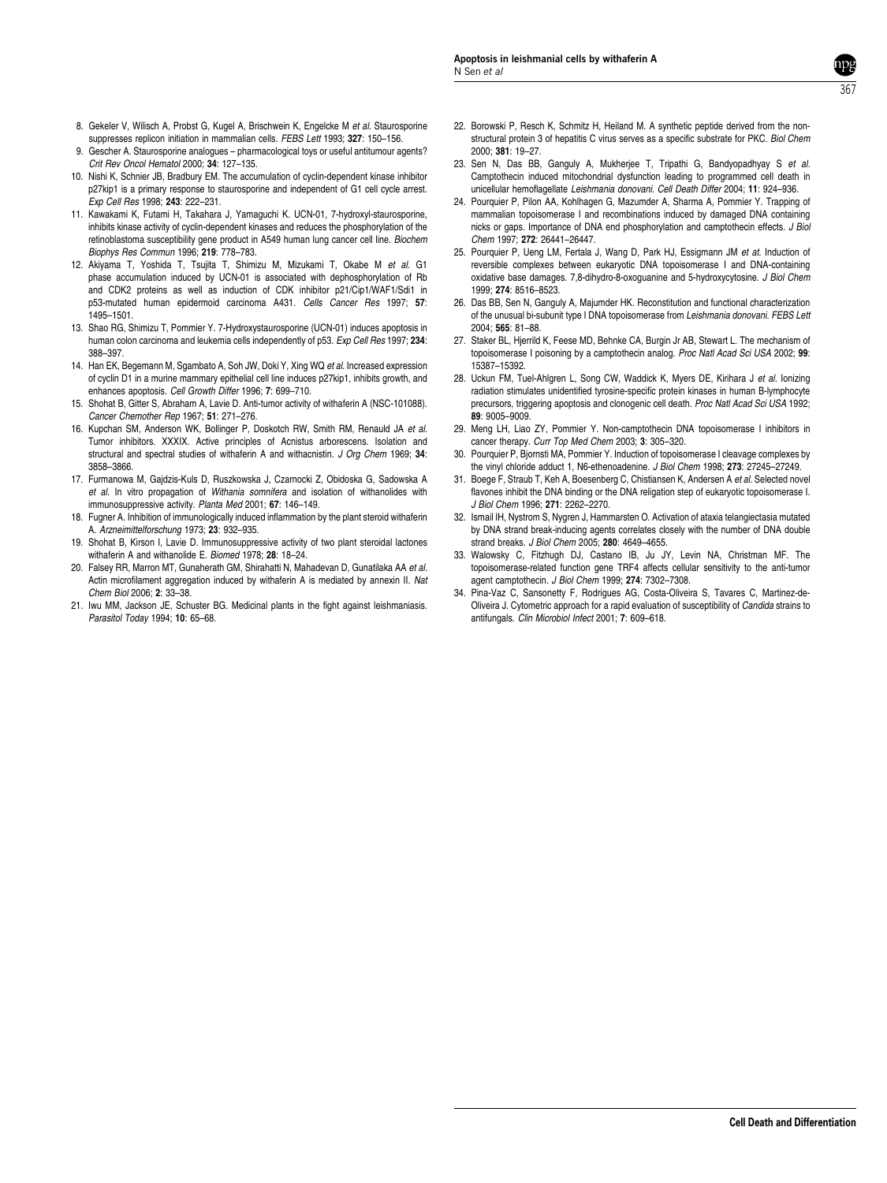8. Gekeler V, Wilisch A, Probst G, Kugel A, Brischwein K, Engelcke M *et al.* Staurosporine suppresses replicon initiation in mammalian cells. *FEBS Lett* 1993; **327**: 150–156.
9. Gescher A. Staurosporine analogues – pharmacological toys or useful antitumour agents? *Crit Rev Oncol Hematol* 2000; **34**: 127–135.
10. Nishi K, Schnier JB, Bradbury EM. The accumulation of cyclin-dependent kinase inhibitor p27kip1 is a primary response to staurosporine and independent of G1 cell cycle arrest. *Exp Cell Res* 1998; **243**: 222–231.
11. Kawakami K, Futami H, Takahara J, Yamaguchi K. UCN-01, 7-hydroxyl-staurosporine, inhibits kinase activity of cyclin-dependent kinases and reduces the phosphorylation of the retinoblastoma susceptibility gene product in A549 human lung cancer cell line. *Biochem Biophys Res Commun* 1996; **219**: 778–783.
12. Akiyama T, Yoshida T, Tsujita T, Shimizu M, Mizukami T, Okabe M *et al.* G1 phase accumulation induced by UCN-01 is associated with dephosphorylation of Rb and CDK2 proteins as well as induction of CDK inhibitor p21/Cip1/WAF1/Sdi1 in p53-mutated human epidermoid carcinoma A431. *Cells Cancer Res* 1997; **57**: 1495–1501.
13. Shao RG, Shimizu T, Pommier Y. 7-Hydroxystaurosporine (UCN-01) induces apoptosis in human colon carcinoma and leukemia cells independently of p53. *Exp Cell Res* 1997; **234**: 388–397.
14. Han EK, Begemann M, Sgambato A, Soh JW, Doki Y, Xing WQ *et al.* Increased expression of cyclin D1 in a murine mammary epithelial cell line induces p27kip1, inhibits growth, and enhances apoptosis. *Cell Growth Differ* 1996; **7**: 699–710.
15. Shohat B, Gitter S, Abraham A, Lavie D. Anti-tumor activity of withaferin A (NSC-101088). *Cancer Chemother Rep* 1967; **51**: 271–276.
16. Kupchan SM, Anderson WK, Bollinger P, Doskotch RW, Smith RM, Renauld JA *et al.* Tumor inhibitors. XXXIX. Active principles of Acnistus arborescens. Isolation and structural and spectral studies of withaferin A and withacnistin. *J Org Chem* 1969; **34**: 3858–3866.
17. Furmanowa M, Gajdzis-Kuls D, Ruszkowska J, Czarnocki Z, Obidoska G, Sadowska A *et al.* In vitro propagation of *Withania somnifera* and isolation of withanolides with immunosuppressive activity. *Planta Med* 2001; **67**: 146–149.
18. Fugner A. Inhibition of immunologically induced inflammation by the plant steroid withaferin A. *Arzneimittelforschung* 1973; **23**: 932–935.
19. Shohat B, Kirson I, Lavie D. Immunosuppressive activity of two plant steroidal lactones withaferin A and withanolide E. *Biomed* 1978; **28**: 18–24.
20. Falsey RR, Marron MT, Gunaherath GM, Shirahatti N, Mahadevan D, Gunatilaka AA *et al.* Actin microfilament aggregation induced by withaferin A is mediated by annexin II. *Nat Chem Biol* 2006; **2**: 33–38.
21. Iwu MM, Jackson JE, Schuster BG. Medicinal plants in the fight against leishmaniasis. *Parasitol Today* 1994; **10**: 65–68.
22. Borowski P, Resch K, Schmitz H, Heiland M. A synthetic peptide derived from the non-structural protein 3 of hepatitis C virus serves as a specific substrate for PKC. *Biol Chem* 2000; **381**: 19–27.
23. Sen N, Das BB, Ganguly A, Mukherjee T, Tripathi G, Bandyopadhyay S *et al.* Camptothecin induced mitochondrial dysfunction leading to programmed cell death in unicellular hemoflagellate *Leishmania donovani*. *Cell Death Differ* 2004; **11**: 924–936.
24. Pourquier P, Pilon AA, Kohlhagen G, Mazumder A, Sharma A, Pommier Y. Trapping of mammalian topoisomerase I and recombinations induced by damaged DNA containing nicks or gaps. Importance of DNA end phosphorylation and camptothecin effects. *J Biol Chem* 1997; **272**: 26441–26447.
25. Pourquier P, Ueng LM, Fertala J, Wang D, Park HJ, Essigmann JM *et al.* Induction of reversible complexes between eukaryotic DNA topoisomerase I and DNA-containing oxidative base damages. 7,8-dihydro-8-oxoguanine and 5-hydroxycytosine. *J Biol Chem* 1999; **274**: 8516–8523.
26. Das BB, Sen N, Ganguly A, Majumder HK. Reconstitution and functional characterization of the unusual bi-subunit type I DNA topoisomerase from *Leishmania donovani*. *FEBS Lett* 2004; **565**: 81–88.
27. Staker BL, Hjerrild K, Feese MD, Behnke CA, Burgin Jr AB, Stewart L. The mechanism of topoisomerase I poisoning by a camptothecin analog. *Proc Natl Acad Sci USA* 2002; **99**: 15387–15392.
28. Uckun FM, Tuel-Ahlgren L, Song CW, Waddick K, Myers DE, Kirihara J *et al.* Ionizing radiation stimulates unidentified tyrosine-specific protein kinases in human B-lymphocyte precursors, triggering apoptosis and clonogenic cell death. *Proc Natl Acad Sci USA* 1992; **89**: 9005–9009.
29. Meng LH, Liao ZY, Pommier Y. Non-camptothecin DNA topoisomerase I inhibitors in cancer therapy. *Curr Top Med Chem* 2003; **3**: 305–320.
30. Pourquier P, Bjornsti MA, Pommier Y. Induction of topoisomerase I cleavage complexes by the vinyl chloride adduct 1, N6-ethenoadenine. *J Biol Chem* 1998; **273**: 27245–27249.
31. Boege F, Straub T, Keh A, Boesenberg C, Chistiansen K, Andersen A *et al.* Selected novel flavones inhibit the DNA binding or the DNA religation step of eukaryotic topoisomerase I. *J Biol Chem* 1996; **271**: 2262–2270.
32. Ismail IH, Nystrom S, Nygren J, Hammarsten O. Activation of ataxia telangiectasia mutated by DNA strand break-inducing agents correlates closely with the number of DNA double strand breaks. *J Biol Chem* 2005; **280**: 4649–4655.
33. Walowsky C, Fitzhugh DJ, Castano IB, Ju JY, Levin NA, Christman MF. The topoisomerase-related function gene TRF4 affects cellular sensitivity to the anti-tumor agent camptothecin. *J Biol Chem* 1999; **274**: 7302–7308.
34. Pina-Vaz C, Sansonetty F, Rodrigues AG, Costa-Oliveira S, Tavares C, Martinez-de-Oliveira J. Cytometric approach for a rapid evaluation of susceptibility of *Candida* strains to antifungals. *Clin Microbiol Infect* 2001; **7**: 609–618.